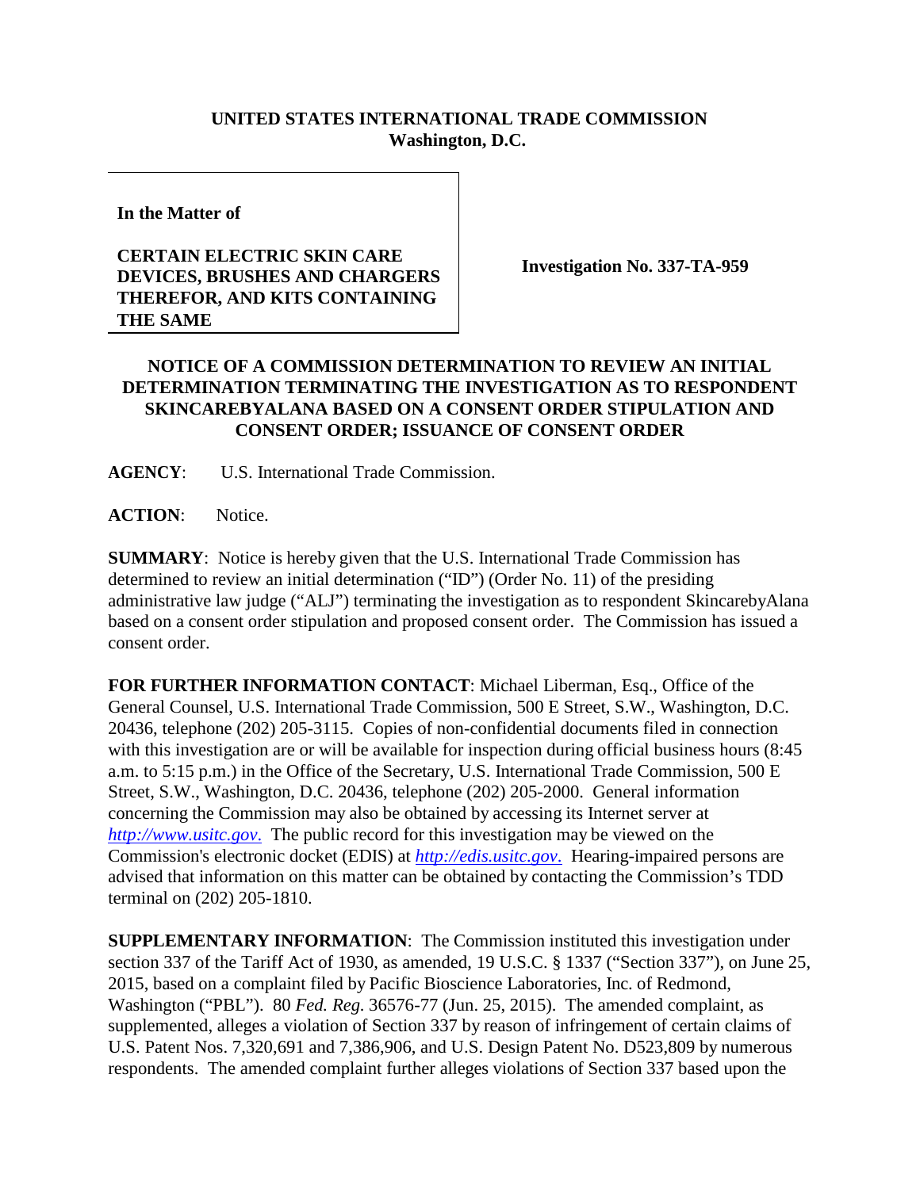**UNITED STATES INTERNATIONAL TRADE COMMISSION**
**Washington, D.C.**

| | |
|---|---|
| **In the Matter of** <br><br> **CERTAIN ELECTRIC SKIN CARE DEVICES, BRUSHES AND CHARGERS THEREFOR, AND KITS CONTAINING THE SAME** | **Investigation No. 337-TA-959** |

**NOTICE OF A COMMISSION DETERMINATION TO REVIEW AN INITIAL DETERMINATION TERMINATING THE INVESTIGATION AS TO RESPONDENT SKINCAREBYALANA BASED ON A CONSENT ORDER STIPULATION AND CONSENT ORDER; ISSUANCE OF CONSENT ORDER**

**AGENCY**: U.S. International Trade Commission.

**ACTION**: Notice.

**SUMMARY**: Notice is hereby given that the U.S. International Trade Commission has determined to review an initial determination ("ID") (Order No. 11) of the presiding administrative law judge ("ALJ") terminating the investigation as to respondent SkincarebyAlana based on a consent order stipulation and proposed consent order. The Commission has issued a consent order.

**FOR FURTHER INFORMATION CONTACT**: Michael Liberman, Esq., Office of the General Counsel, U.S. International Trade Commission, 500 E Street, S.W., Washington, D.C. 20436, telephone (202) 205-3115. Copies of non-confidential documents filed in connection with this investigation are or will be available for inspection during official business hours (8:45 a.m. to 5:15 p.m.) in the Office of the Secretary, U.S. International Trade Commission, 500 E Street, S.W., Washington, D.C. 20436, telephone (202) 205-2000. General information concerning the Commission may also be obtained by accessing its Internet server at *http://www.usitc.gov.* The public record for this investigation may be viewed on the Commission's electronic docket (EDIS) at *http://edis.usitc.gov.* Hearing-impaired persons are advised that information on this matter can be obtained by contacting the Commission's TDD terminal on (202) 205-1810.

**SUPPLEMENTARY INFORMATION**: The Commission instituted this investigation under section 337 of the Tariff Act of 1930, as amended, 19 U.S.C. § 1337 ("Section 337"), on June 25, 2015, based on a complaint filed by Pacific Bioscience Laboratories, Inc. of Redmond, Washington ("PBL"). 80 *Fed. Reg.* 36576-77 (Jun. 25, 2015). The amended complaint, as supplemented, alleges a violation of Section 337 by reason of infringement of certain claims of U.S. Patent Nos. 7,320,691 and 7,386,906, and U.S. Design Patent No. D523,809 by numerous respondents. The amended complaint further alleges violations of Section 337 based upon the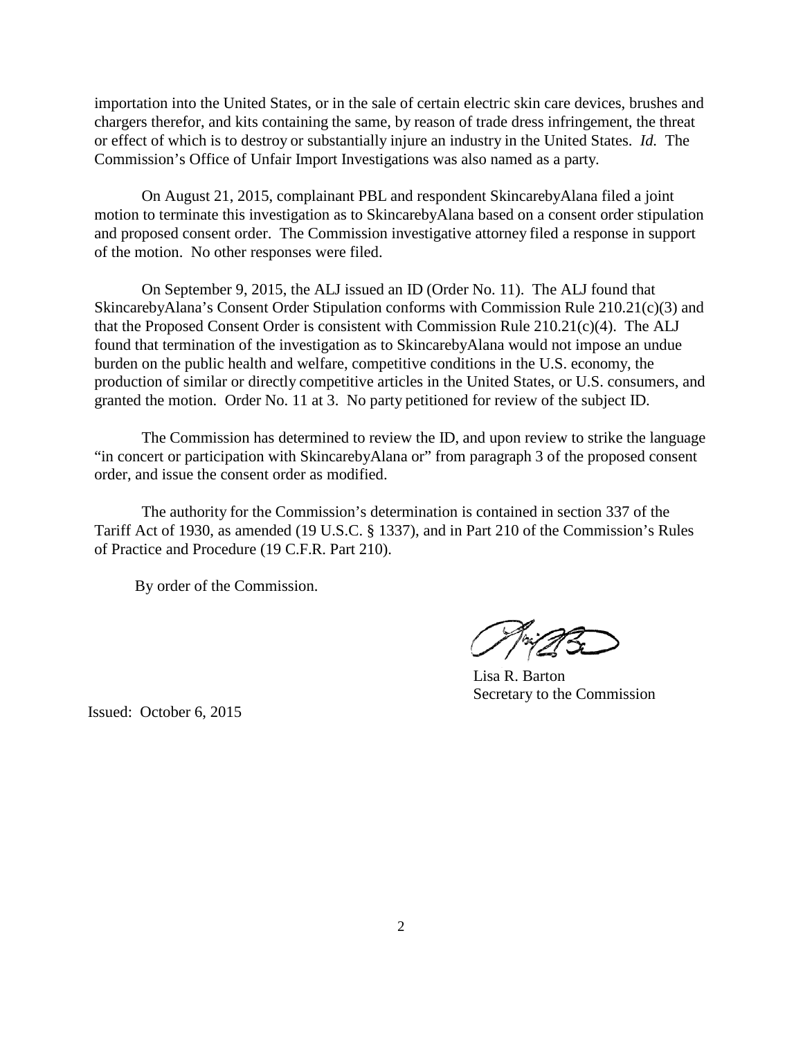importation into the United States, or in the sale of certain electric skin care devices, brushes and chargers therefor, and kits containing the same, by reason of trade dress infringement, the threat or effect of which is to destroy or substantially injure an industry in the United States. *Id.* The Commission's Office of Unfair Import Investigations was also named as a party.

On August 21, 2015, complainant PBL and respondent SkincarebyAlana filed a joint motion to terminate this investigation as to SkincarebyAlana based on a consent order stipulation and proposed consent order. The Commission investigative attorney filed a response in support of the motion. No other responses were filed.

On September 9, 2015, the ALJ issued an ID (Order No. 11). The ALJ found that SkincarebyAlana's Consent Order Stipulation conforms with Commission Rule 210.21(c)(3) and that the Proposed Consent Order is consistent with Commission Rule 210.21(c)(4). The ALJ found that termination of the investigation as to SkincarebyAlana would not impose an undue burden on the public health and welfare, competitive conditions in the U.S. economy, the production of similar or directly competitive articles in the United States, or U.S. consumers, and granted the motion. Order No. 11 at 3. No party petitioned for review of the subject ID.

The Commission has determined to review the ID, and upon review to strike the language "in concert or participation with SkincarebyAlana or" from paragraph 3 of the proposed consent order, and issue the consent order as modified.

The authority for the Commission's determination is contained in section 337 of the Tariff Act of 1930, as amended (19 U.S.C. § 1337), and in Part 210 of the Commission's Rules of Practice and Procedure (19 C.F.R. Part 210).

By order of the Commission.

Lisa R. Barton
Secretary to the Commission

Issued: October 6, 2015